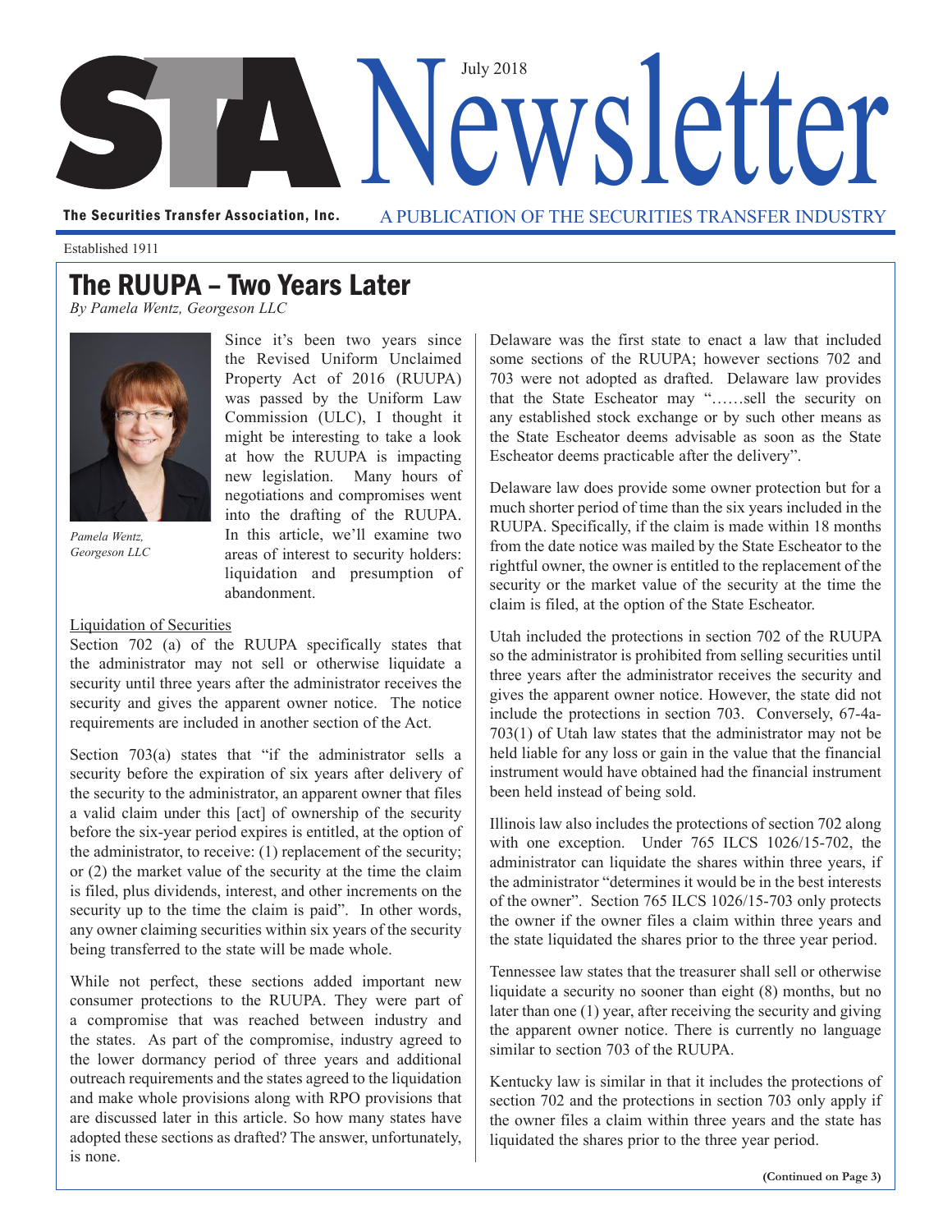# STA Newsletter

July 2018

The Securities Transfer Association, Inc. — A PUBLICATION OF THE SECURITIES TRANSFER INDUSTRY

Established 1911

## The RUUPA – Two Years Later

*By Pamela Wentz, Georgeson LLC*

*Pamela Wentz, Georgeson LLC*

Since it's been two years since the Revised Uniform Unclaimed Property Act of 2016 (RUUPA) was passed by the Uniform Law Commission (ULC), I thought it might be interesting to take a look at how the RUUPA is impacting new legislation. Many hours of negotiations and compromises went into the drafting of the RUUPA. In this article, we'll examine two areas of interest to security holders: liquidation and presumption of abandonment.

### Liquidation of Securities

Section 702 (a) of the RUUPA specifically states that the administrator may not sell or otherwise liquidate a security until three years after the administrator receives the security and gives the apparent owner notice. The notice requirements are included in another section of the Act.

Section 703(a) states that "if the administrator sells a security before the expiration of six years after delivery of the security to the administrator, an apparent owner that files a valid claim under this [act] of ownership of the security before the six-year period expires is entitled, at the option of the administrator, to receive: (1) replacement of the security; or (2) the market value of the security at the time the claim is filed, plus dividends, interest, and other increments on the security up to the time the claim is paid". In other words, any owner claiming securities within six years of the security being transferred to the state will be made whole.

While not perfect, these sections added important new consumer protections to the RUUPA. They were part of a compromise that was reached between industry and the states. As part of the compromise, industry agreed to the lower dormancy period of three years and additional outreach requirements and the states agreed to the liquidation and make whole provisions along with RPO provisions that are discussed later in this article. So how many states have adopted these sections as drafted? The answer, unfortunately, is none.

Delaware was the first state to enact a law that included some sections of the RUUPA; however sections 702 and 703 were not adopted as drafted. Delaware law provides that the State Escheator may "……sell the security on any established stock exchange or by such other means as the State Escheator deems advisable as soon as the State Escheator deems practicable after the delivery".

Delaware law does provide some owner protection but for a much shorter period of time than the six years included in the RUUPA. Specifically, if the claim is made within 18 months from the date notice was mailed by the State Escheator to the rightful owner, the owner is entitled to the replacement of the security or the market value of the security at the time the claim is filed, at the option of the State Escheator.

Utah included the protections in section 702 of the RUUPA so the administrator is prohibited from selling securities until three years after the administrator receives the security and gives the apparent owner notice. However, the state did not include the protections in section 703. Conversely, 67-4a-703(1) of Utah law states that the administrator may not be held liable for any loss or gain in the value that the financial instrument would have obtained had the financial instrument been held instead of being sold.

Illinois law also includes the protections of section 702 along with one exception. Under 765 ILCS 1026/15-702, the administrator can liquidate the shares within three years, if the administrator "determines it would be in the best interests of the owner". Section 765 ILCS 1026/15-703 only protects the owner if the owner files a claim within three years and the state liquidated the shares prior to the three year period.

Tennessee law states that the treasurer shall sell or otherwise liquidate a security no sooner than eight (8) months, but no later than one (1) year, after receiving the security and giving the apparent owner notice. There is currently no language similar to section 703 of the RUUPA.

Kentucky law is similar in that it includes the protections of section 702 and the protections in section 703 only apply if the owner files a claim within three years and the state has liquidated the shares prior to the three year period.

**(Continued on Page 3)**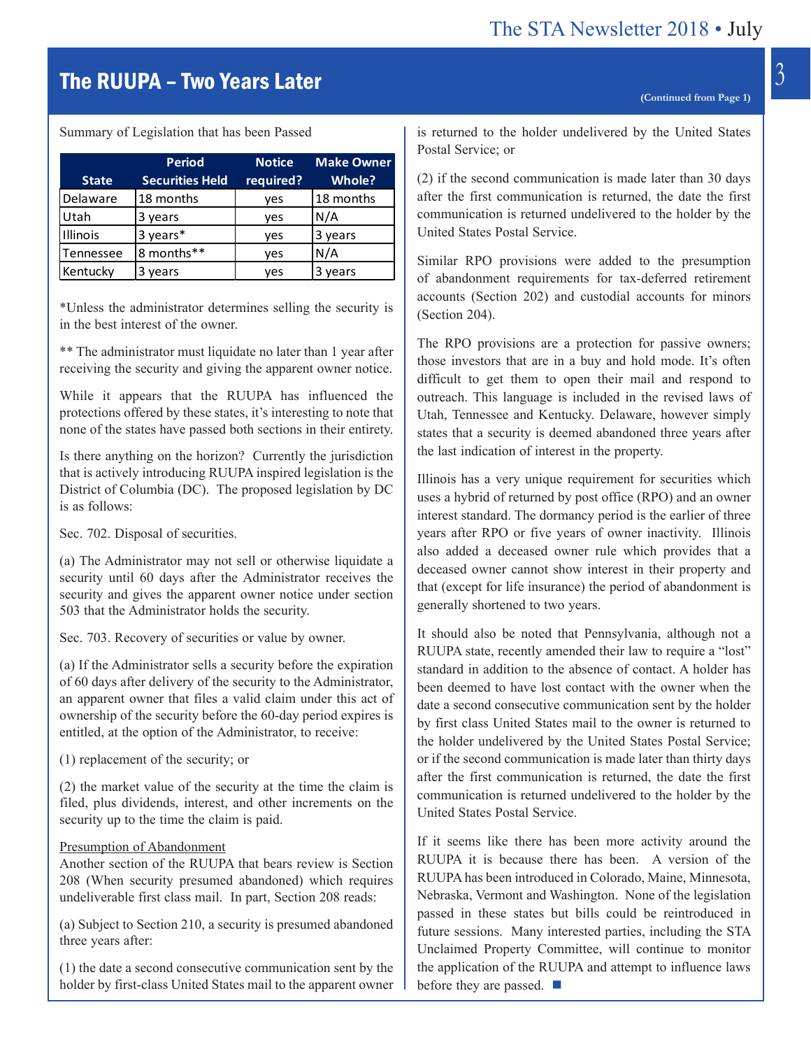## The RUUPA – Two Years Later

(Continued from Page 1)

Summary of Legislation that has been Passed

| State | Period Securities Held | Notice required? | Make Owner Whole? |
|---|---|---|---|
| Delaware | 18 months | yes | 18 months |
| Utah | 3 years | yes | N/A |
| Illinois | 3 years* | yes | 3 years |
| Tennessee | 8 months** | yes | N/A |
| Kentucky | 3 years | yes | 3 years |

*Unless the administrator determines selling the security is in the best interest of the owner.

** The administrator must liquidate no later than 1 year after receiving the security and giving the apparent owner notice.

While it appears that the RUUPA has influenced the protections offered by these states, it's interesting to note that none of the states have passed both sections in their entirety.

Is there anything on the horizon? Currently the jurisdiction that is actively introducing RUUPA inspired legislation is the District of Columbia (DC). The proposed legislation by DC is as follows:

Sec. 702. Disposal of securities.

(a) The Administrator may not sell or otherwise liquidate a security until 60 days after the Administrator receives the security and gives the apparent owner notice under section 503 that the Administrator holds the security.

Sec. 703. Recovery of securities or value by owner.

(a) If the Administrator sells a security before the expiration of 60 days after delivery of the security to the Administrator, an apparent owner that files a valid claim under this act of ownership of the security before the 60-day period expires is entitled, at the option of the Administrator, to receive:

(1) replacement of the security; or

(2) the market value of the security at the time the claim is filed, plus dividends, interest, and other increments on the security up to the time the claim is paid.

Presumption of Abandonment

Another section of the RUUPA that bears review is Section 208 (When security presumed abandoned) which requires undeliverable first class mail. In part, Section 208 reads:

(a) Subject to Section 210, a security is presumed abandoned three years after:

(1) the date a second consecutive communication sent by the holder by first-class United States mail to the apparent owner is returned to the holder undelivered by the United States Postal Service; or

(2) if the second communication is made later than 30 days after the first communication is returned, the date the first communication is returned undelivered to the holder by the United States Postal Service.

Similar RPO provisions were added to the presumption of abandonment requirements for tax-deferred retirement accounts (Section 202) and custodial accounts for minors (Section 204).

The RPO provisions are a protection for passive owners; those investors that are in a buy and hold mode. It's often difficult to get them to open their mail and respond to outreach. This language is included in the revised laws of Utah, Tennessee and Kentucky. Delaware, however simply states that a security is deemed abandoned three years after the last indication of interest in the property.

Illinois has a very unique requirement for securities which uses a hybrid of returned by post office (RPO) and an owner interest standard. The dormancy period is the earlier of three years after RPO or five years of owner inactivity. Illinois also added a deceased owner rule which provides that a deceased owner cannot show interest in their property and that (except for life insurance) the period of abandonment is generally shortened to two years.

It should also be noted that Pennsylvania, although not a RUUPA state, recently amended their law to require a "lost" standard in addition to the absence of contact. A holder has been deemed to have lost contact with the owner when the date a second consecutive communication sent by the holder by first class United States mail to the owner is returned to the holder undelivered by the United States Postal Service; or if the second communication is made later than thirty days after the first communication is returned, the date the first communication is returned undelivered to the holder by the United States Postal Service.

If it seems like there has been more activity around the RUUPA it is because there has been. A version of the RUUPA has been introduced in Colorado, Maine, Minnesota, Nebraska, Vermont and Washington. None of the legislation passed in these states but bills could be reintroduced in future sessions. Many interested parties, including the STA Unclaimed Property Committee, will continue to monitor the application of the RUUPA and attempt to influence laws before they are passed. ■